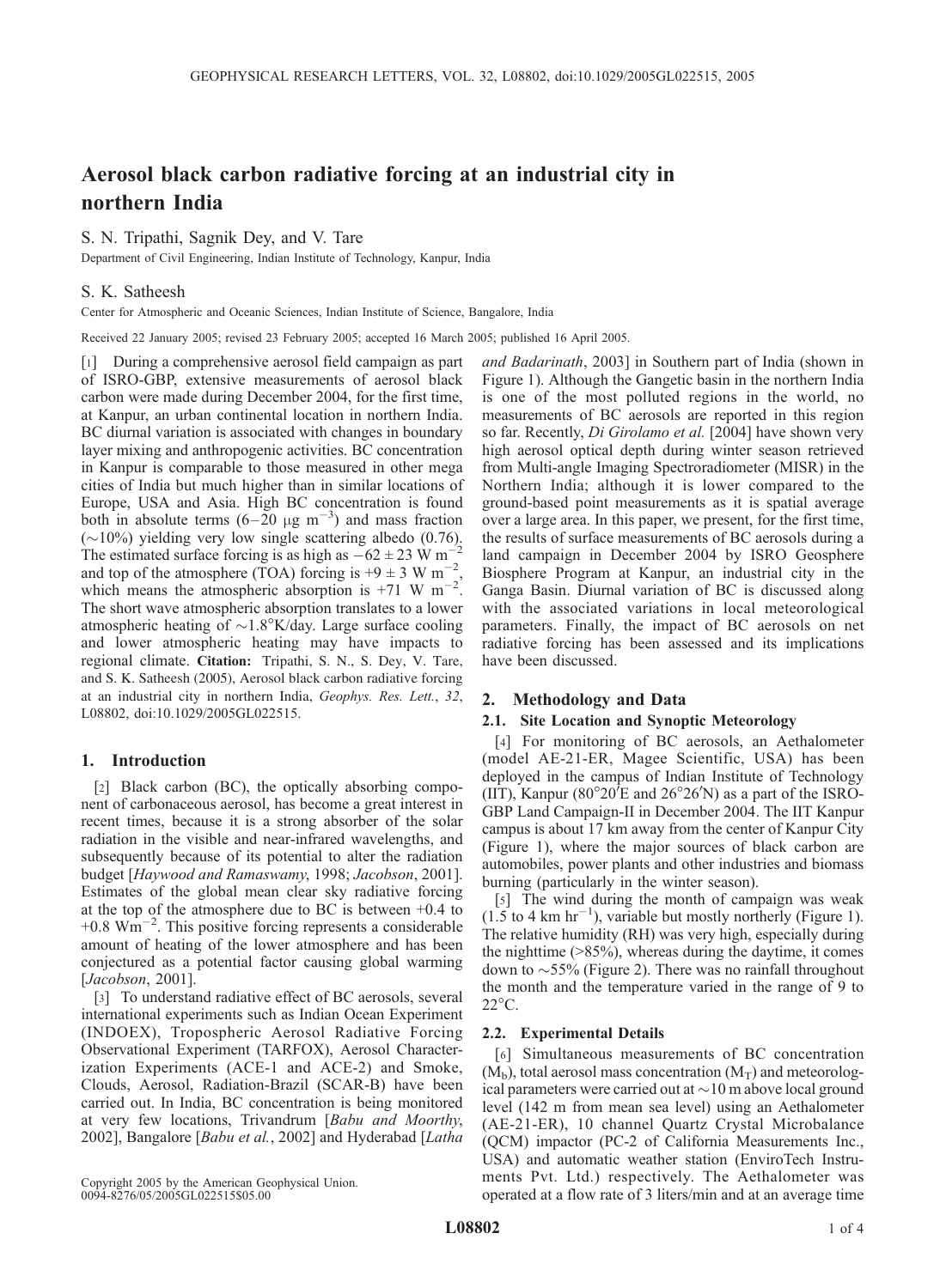# Aerosol black carbon radiative forcing at an industrial city in northern India

S. N. Tripathi, Sagnik Dey, and V. Tare

Department of Civil Engineering, Indian Institute of Technology, Kanpur, India

S. K. Satheesh

Center for Atmospheric and Oceanic Sciences, Indian Institute of Science, Bangalore, India

Received 22 January 2005; revised 23 February 2005; accepted 16 March 2005; published 16 April 2005.

[1] During a comprehensive aerosol field campaign as part of ISRO-GBP, extensive measurements of aerosol black carbon were made during December 2004, for the first time, at Kanpur, an urban continental location in northern India. BC diurnal variation is associated with changes in boundary layer mixing and anthropogenic activities. BC concentration in Kanpur is comparable to those measured in other mega cities of India but much higher than in similar locations of Europe, USA and Asia. High BC concentration is found both in absolute terms (6–20 $\mu$g m$^{-3}$) and mass fraction (~10%) yielding very low single scattering albedo (0.76). The estimated surface forcing is as high as $-62 \pm 23$ W m$^{-2}$ and top of the atmosphere (TOA) forcing is $+9 \pm 3$ W m$^{-2}$, which means the atmospheric absorption is $+71$ W m$^{-2}$. The short wave atmospheric absorption translates to a lower atmospheric heating of ~1.8°K/day. Large surface cooling and lower atmospheric heating may have impacts to regional climate. **Citation:** Tripathi, S. N., S. Dey, V. Tare, and S. K. Satheesh (2005), Aerosol black carbon radiative forcing at an industrial city in northern India, *Geophys. Res. Lett.*, *32*, L08802, doi:10.1029/2005GL022515.

## 1. Introduction

[2] Black carbon (BC), the optically absorbing component of carbonaceous aerosol, has become a great interest in recent times, because it is a strong absorber of the solar radiation in the visible and near-infrared wavelengths, and subsequently because of its potential to alter the radiation budget [*Haywood and Ramaswamy*, 1998; *Jacobson*, 2001]. Estimates of the global mean clear sky radiative forcing at the top of the atmosphere due to BC is between +0.4 to +0.8 Wm$^{-2}$. This positive forcing represents a considerable amount of heating of the lower atmosphere and has been conjectured as a potential factor causing global warming [*Jacobson*, 2001].

[3] To understand radiative effect of BC aerosols, several international experiments such as Indian Ocean Experiment (INDOEX), Tropospheric Aerosol Radiative Forcing Observational Experiment (TARFOX), Aerosol Characterization Experiments (ACE-1 and ACE-2) and Smoke, Clouds, Aerosol, Radiation-Brazil (SCAR-B) have been carried out. In India, BC concentration is being monitored at very few locations, Trivandrum [*Babu and Moorthy*, 2002], Bangalore [*Babu et al.*, 2002] and Hyderabad [*Latha and Badarinath*, 2003] in Southern part of India (shown in Figure 1). Although the Gangetic basin in the northern India is one of the most polluted regions in the world, no measurements of BC aerosols are reported in this region so far. Recently, *Di Girolamo et al.* [2004] have shown very high aerosol optical depth during winter season retrieved from Multi-angle Imaging Spectroradiometer (MISR) in the Northern India; although it is lower compared to the ground-based point measurements as it is spatial average over a large area. In this paper, we present, for the first time, the results of surface measurements of BC aerosols during a land campaign in December 2004 by ISRO Geosphere Biosphere Program at Kanpur, an industrial city in the Ganga Basin. Diurnal variation of BC is discussed along with the associated variations in local meteorological parameters. Finally, the impact of BC aerosols on net radiative forcing has been assessed and its implications have been discussed.

Copyright 2005 by the American Geophysical Union.
0094-8276/05/2005GL022515$05.00

## 2. Methodology and Data

### 2.1. Site Location and Synoptic Meteorology

[4] For monitoring of BC aerosols, an Aethalometer (model AE-21-ER, Magee Scientific, USA) has been deployed in the campus of Indian Institute of Technology (IIT), Kanpur (80°20′E and 26°26′N) as a part of the ISRO-GBP Land Campaign-II in December 2004. The IIT Kanpur campus is about 17 km away from the center of Kanpur City (Figure 1), where the major sources of black carbon are automobiles, power plants and other industries and biomass burning (particularly in the winter season).

[5] The wind during the month of campaign was weak (1.5 to 4 km hr$^{-1}$), variable but mostly northerly (Figure 1). The relative humidity (RH) was very high, especially during the nighttime (>85%), whereas during the daytime, it comes down to ~55% (Figure 2). There was no rainfall throughout the month and the temperature varied in the range of 9 to 22°C.

### 2.2. Experimental Details

[6] Simultaneous measurements of BC concentration ($M_b$), total aerosol mass concentration ($M_T$) and meteorological parameters were carried out at ~10 m above local ground level (142 m from mean sea level) using an Aethalometer (AE-21-ER), 10 channel Quartz Crystal Microbalance (QCM) impactor (PC-2 of California Measurements Inc., USA) and automatic weather station (EnviroTech Instruments Pvt. Ltd.) respectively. The Aethalometer was operated at a flow rate of 3 liters/min and at an average time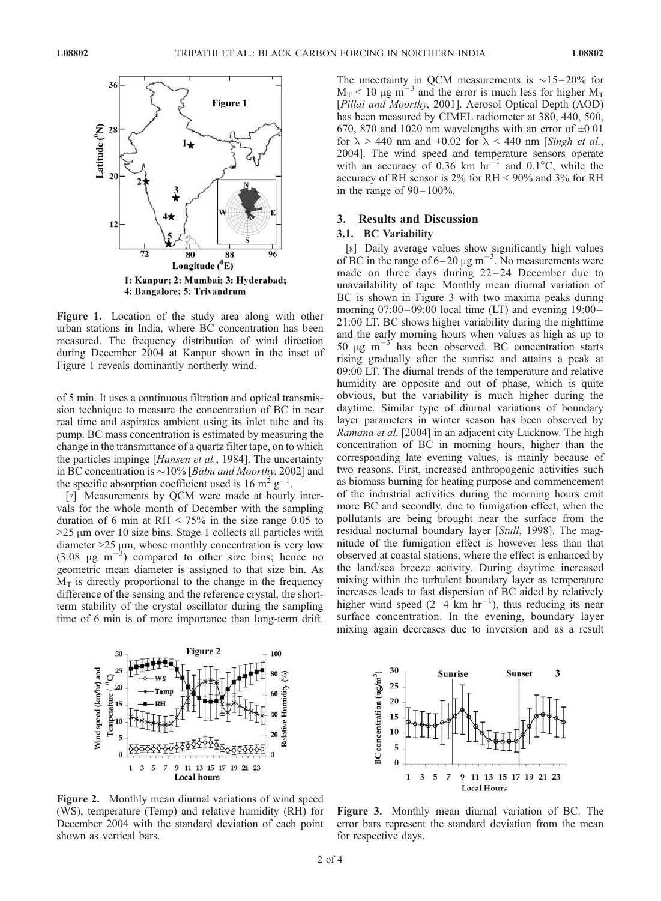Figure 1. Location of the study area along with other urban stations in India, where BC concentration has been measured. The frequency distribution of wind direction during December 2004 at Kanpur shown in the inset of Figure 1 reveals dominantly northerly wind.

of 5 min. It uses a continuous filtration and optical transmission technique to measure the concentration of BC in near real time and aspirates ambient using its inlet tube and its pump. BC mass concentration is estimated by measuring the change in the transmittance of a quartz filter tape, on to which the particles impinge [*Hansen et al.*, 1984]. The uncertainty in BC concentration is ~10% [*Babu and Moorthy*, 2002] and the specific absorption coefficient used is 16 $m^2 g^{-1}$.

[7] Measurements by QCM were made at hourly intervals for the whole month of December with the sampling duration of 6 min at RH < 75% in the size range 0.05 to >25 μm over 10 size bins. Stage 1 collects all particles with diameter >25 μm, whose monthly concentration is very low (3.08 μg $m^{-3}$) compared to other size bins; hence no geometric mean diameter is assigned to that size bin. As $M_T$ is directly proportional to the change in the frequency difference of the sensing and the reference crystal, the short-term stability of the crystal oscillator during the sampling time of 6 min is of more importance than long-term drift. The uncertainty in QCM measurements is ~15–20% for $M_T$ < 10 μg $m^{-3}$ and the error is much less for higher $M_T$ [*Pillai and Moorthy*, 2001]. Aerosol Optical Depth (AOD) has been measured by CIMEL radiometer at 380, 440, 500, 670, 870 and 1020 nm wavelengths with an error of ±0.01 for λ > 440 nm and ±0.02 for λ < 440 nm [*Singh et al.*, 2004]. The wind speed and temperature sensors operate with an accuracy of 0.36 km $hr^{-1}$ and 0.1°C, while the accuracy of RH sensor is 2% for RH < 90% and 3% for RH in the range of 90–100%.

## 3. Results and Discussion

### 3.1. BC Variability

[8] Daily average values show significantly high values of BC in the range of 6–20 μg $m^{-3}$. No measurements were made on three days during 22–24 December due to unavailability of tape. Monthly mean diurnal variation of BC is shown in Figure 3 with two maxima peaks during morning 07:00–09:00 local time (LT) and evening 19:00–21:00 LT. BC shows higher variability during the nighttime and the early morning hours when values as high as up to 50 μg $m^{-3}$ has been observed. BC concentration starts rising gradually after the sunrise and attains a peak at 09:00 LT. The diurnal trends of the temperature and relative humidity are opposite and out of phase, which is quite obvious, but the variability is much higher during the daytime. Similar type of diurnal variations of boundary layer parameters in winter season has been observed by *Ramana et al.* [2004] in an adjacent city Lucknow. The high concentration of BC in morning hours, higher than the corresponding late evening values, is mainly because of two reasons. First, increased anthropogenic activities such as biomass burning for heating purpose and commencement of the industrial activities during the morning hours emit more BC and secondly, due to fumigation effect, when the pollutants are being brought near the surface from the residual nocturnal boundary layer [*Stull*, 1998]. The magnitude of the fumigation effect is however less than that observed at coastal stations, where the effect is enhanced by the land/sea breeze activity. During daytime increased mixing within the turbulent boundary layer as temperature increases leads to fast dispersion of BC aided by relatively higher wind speed (2–4 km $hr^{-1}$), thus reducing its near surface concentration. In the evening, boundary layer mixing again decreases due to inversion and as a result

Figure 2. Monthly mean diurnal variations of wind speed (WS), temperature (Temp) and relative humidity (RH) for December 2004 with the standard deviation of each point shown as vertical bars.

Figure 3. Monthly mean diurnal variation of BC. The error bars represent the standard deviation from the mean for respective days.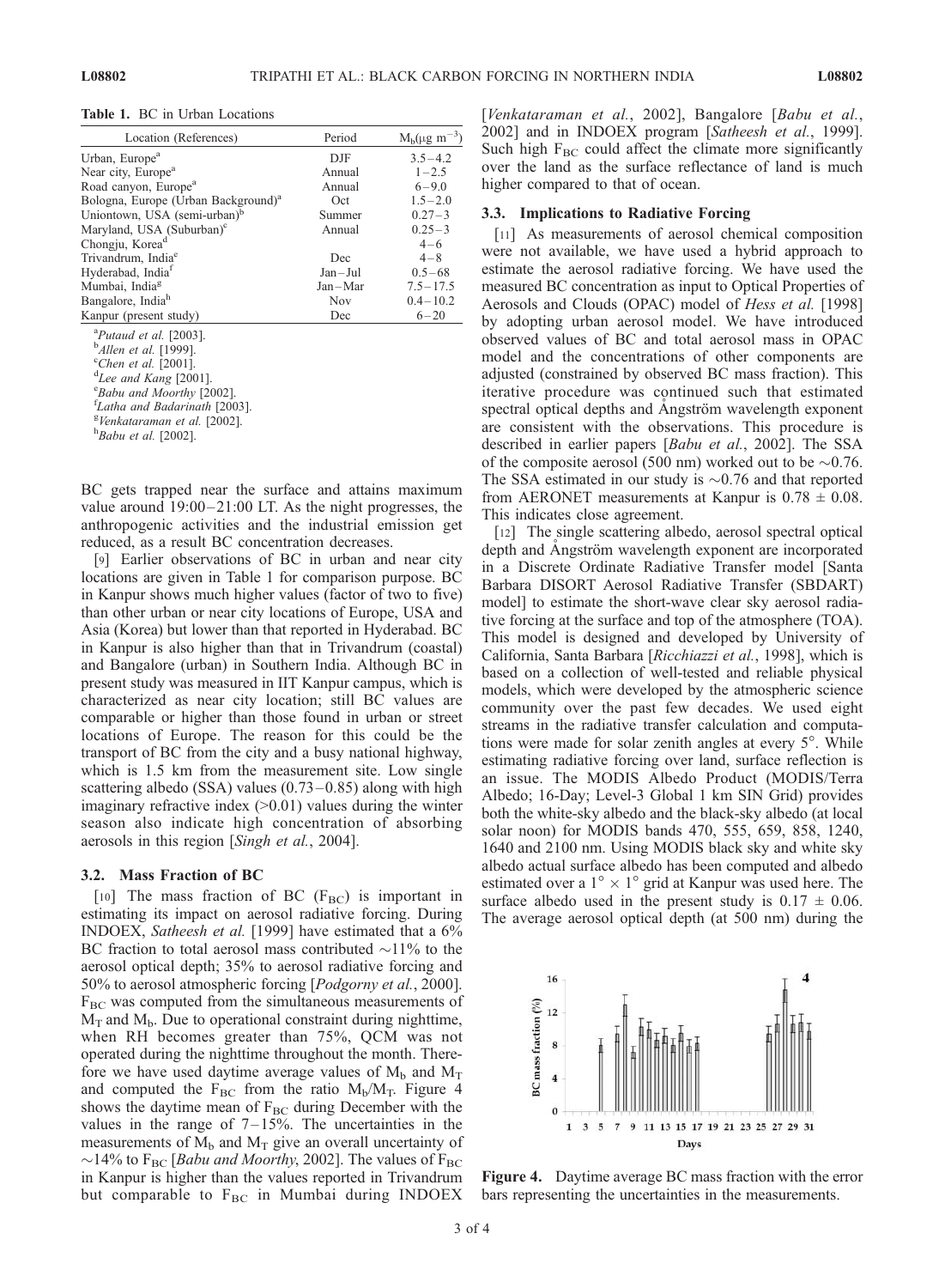**Table 1.** BC in Urban Locations

| Location (References) | Period | $M_b$(μg m$^{-3}$) |
|---|---|---|
| Urban, Europe[a] | DJF | 3.5 – 4.2 |
| Near city, Europe[a] | Annual | 1 – 2.5 |
| Road canyon, Europe[a] | Annual | 6 – 9.0 |
| Bologna, Europe (Urban Background)[a] | Oct | 1.5 – 2.0 |
| Uniontown, USA (semi-urban)[b] | Summer | 0.27 – 3 |
| Maryland, USA (Suburban)[c] | Annual | 0.25 – 3 |
| Chongju, Korea[d] | | 4 – 6 |
| Trivandrum, India[e] | Dec | 4 – 8 |
| Hyderabad, India[f] | Jan – Jul | 0.5 – 68 |
| Mumbai, India[g] | Jan – Mar | 7.5 – 17.5 |
| Bangalore, India[h] | Nov | 0.4 – 10.2 |
| Kanpur (present study) | Dec | 6 – 20 |

[a] *Putaud et al.* [2003].
[b] *Allen et al.* [1999].
[c] *Chen et al.* [2001].
[d] *Lee and Kang* [2001].
[e] *Babu and Moorthy* [2002].
[f] *Latha and Badarinath* [2003].
[g] *Venkataraman et al.* [2002].
[h] *Babu et al.* [2002].

BC gets trapped near the surface and attains maximum value around 19:00–21:00 LT. As the night progresses, the anthropogenic activities and the industrial emission get reduced, as a result BC concentration decreases.

[9] Earlier observations of BC in urban and near city locations are given in Table 1 for comparison purpose. BC in Kanpur shows much higher values (factor of two to five) than other urban or near city locations of Europe, USA and Asia (Korea) but lower than that reported in Hyderabad. BC in Kanpur is also higher than that in Trivandrum (coastal) and Bangalore (urban) in Southern India. Although BC in present study was measured in IIT Kanpur campus, which is characterized as near city location; still BC values are comparable or higher than those found in urban or street locations of Europe. The reason for this could be the transport of BC from the city and a busy national highway, which is 1.5 km from the measurement site. Low single scattering albedo (SSA) values (0.73–0.85) along with high imaginary refractive index (>0.01) values during the winter season also indicate high concentration of absorbing aerosols in this region [*Singh et al.*, 2004].

### 3.2. Mass Fraction of BC

[10] The mass fraction of BC ($F_{BC}$) is important in estimating its impact on aerosol radiative forcing. During INDOEX, *Satheesh et al.* [1999] have estimated that a 6% BC fraction to total aerosol mass contributed ~11% to the aerosol optical depth; 35% to aerosol radiative forcing and 50% to aerosol atmospheric forcing [*Podgorny et al.*, 2000]. $F_{BC}$ was computed from the simultaneous measurements of $M_T$ and $M_b$. Due to operational constraint during nighttime, when RH becomes greater than 75%, QCM was not operated during the nighttime throughout the month. Therefore we have used daytime average values of $M_b$ and $M_T$ and computed the $F_{BC}$ from the ratio $M_b/M_T$. Figure 4 shows the daytime mean of $F_{BC}$ during December with the values in the range of 7–15%. The uncertainties in the measurements of $M_b$ and $M_T$ give an overall uncertainty of ~14% to $F_{BC}$ [*Babu and Moorthy*, 2002]. The values of $F_{BC}$ in Kanpur is higher than the values reported in Trivandrum but comparable to $F_{BC}$ in Mumbai during INDOEX [*Venkataraman et al.*, 2002], Bangalore [*Babu et al.*, 2002] and in INDOEX program [*Satheesh et al.*, 1999]. Such high $F_{BC}$ could affect the climate more significantly over the land as the surface reflectance of land is much higher compared to that of ocean.

### 3.3. Implications to Radiative Forcing

[11] As measurements of aerosol chemical composition were not available, we have used a hybrid approach to estimate the aerosol radiative forcing. We have used the measured BC concentration as input to Optical Properties of Aerosols and Clouds (OPAC) model of *Hess et al.* [1998] by adopting urban aerosol model. We have introduced observed values of BC and total aerosol mass in OPAC model and the concentrations of other components are adjusted (constrained by observed BC mass fraction). This iterative procedure was continued such that estimated spectral optical depths and Ångström wavelength exponent are consistent with the observations. This procedure is described in earlier papers [*Babu et al.*, 2002]. The SSA of the composite aerosol (500 nm) worked out to be ~0.76. The SSA estimated in our study is ~0.76 and that reported from AERONET measurements at Kanpur is 0.78 ± 0.08. This indicates close agreement.

[12] The single scattering albedo, aerosol spectral optical depth and Ångström wavelength exponent are incorporated in a Discrete Ordinate Radiative Transfer model [Santa Barbara DISORT Aerosol Radiative Transfer (SBDART) model] to estimate the short-wave clear sky aerosol radiative forcing at the surface and top of the atmosphere (TOA). This model is designed and developed by University of California, Santa Barbara [*Ricchiazzi et al.*, 1998], which is based on a collection of well-tested and reliable physical models, which were developed by the atmospheric science community over the past few decades. We used eight streams in the radiative transfer calculation and computations were made for solar zenith angles at every 5°. While estimating radiative forcing over land, surface reflection is an issue. The MODIS Albedo Product (MODIS/Terra Albedo; 16-Day; Level-3 Global 1 km SIN Grid) provides both the white-sky albedo and the black-sky albedo (at local solar noon) for MODIS bands 470, 555, 659, 858, 1240, 1640 and 2100 nm. Using MODIS black sky and white sky albedo actual surface albedo has been computed and albedo estimated over a 1° × 1° grid at Kanpur was used here. The surface albedo used in the present study is 0.17 ± 0.06. The average aerosol optical depth (at 500 nm) during the

**Figure 4.** Daytime average BC mass fraction with the error bars representing the uncertainties in the measurements.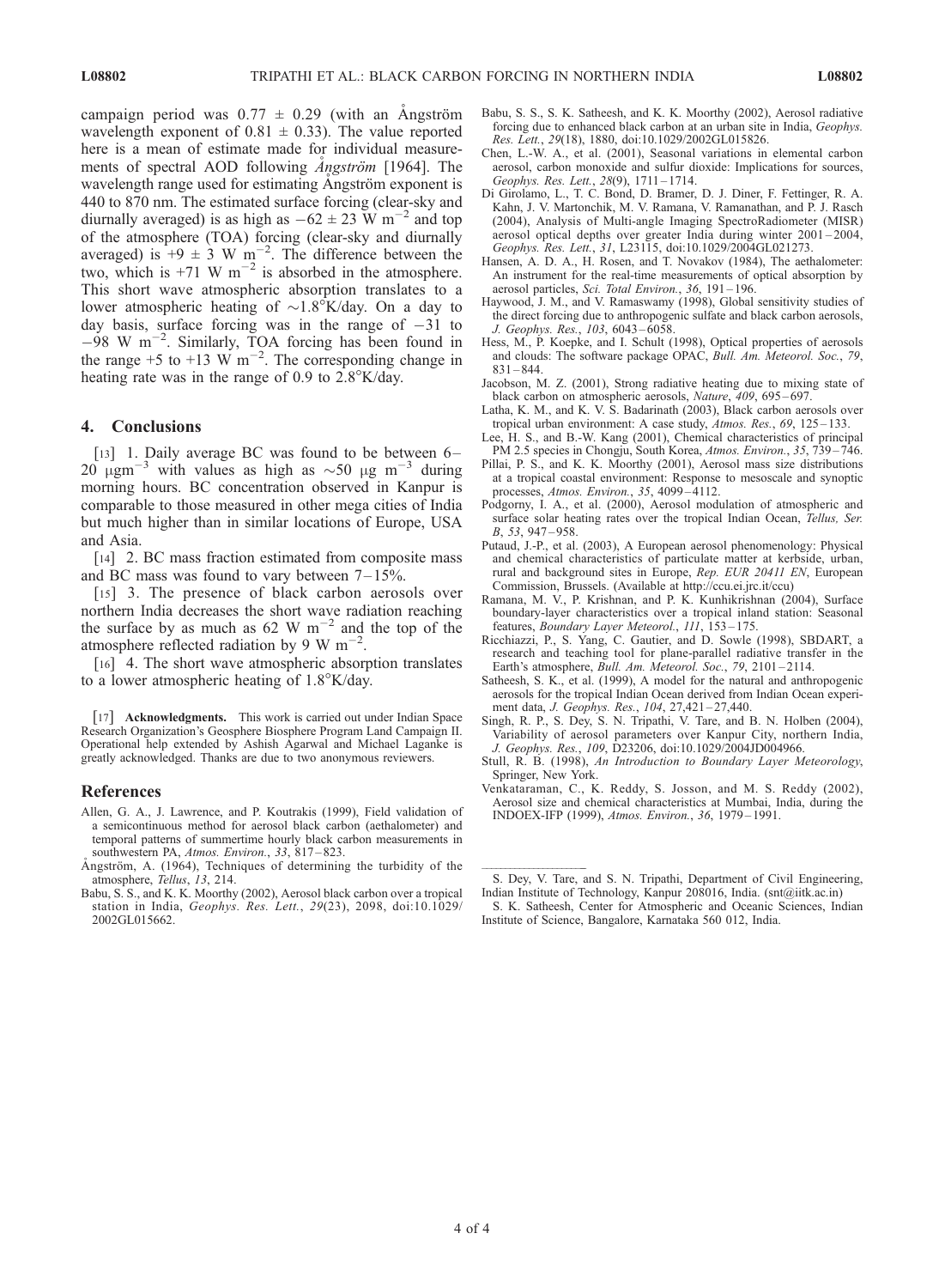campaign period was $0.77 \pm 0.29$ (with an Ångström wavelength exponent of $0.81 \pm 0.33$). The value reported here is a mean of estimate made for individual measurements of spectral AOD following *Ångström* [1964]. The wavelength range used for estimating Ångström exponent is 440 to 870 nm. The estimated surface forcing (clear-sky and diurnally averaged) is as high as $-62 \pm 23$ W m$^{-2}$ and top of the atmosphere (TOA) forcing (clear-sky and diurnally averaged) is $+9 \pm 3$ W m$^{-2}$. The difference between the two, which is $+71$ W m$^{-2}$ is absorbed in the atmosphere. This short wave atmospheric absorption translates to a lower atmospheric heating of $\sim$1.8°K/day. On a day to day basis, surface forcing was in the range of $-31$ to $-98$ W m$^{-2}$. Similarly, TOA forcing has been found in the range $+5$ to $+13$ W m$^{-2}$. The corresponding change in heating rate was in the range of 0.9 to 2.8°K/day.

## 4. Conclusions

[13] 1. Daily average BC was found to be between 6–20 $\mu$gm$^{-3}$ with values as high as $\sim$50 $\mu$g m$^{-3}$ during morning hours. BC concentration observed in Kanpur is comparable to those measured in other mega cities of India but much higher than in similar locations of Europe, USA and Asia.

[14] 2. BC mass fraction estimated from composite mass and BC mass was found to vary between 7–15%.

[15] 3. The presence of black carbon aerosols over northern India decreases the short wave radiation reaching the surface by as much as 62 W m$^{-2}$ and the top of the atmosphere reflected radiation by 9 W m$^{-2}$.

[16] 4. The short wave atmospheric absorption translates to a lower atmospheric heating of 1.8°K/day.

[17] **Acknowledgments.** This work is carried out under Indian Space Research Organization's Geosphere Biosphere Program Land Campaign II. Operational help extended by Ashish Agarwal and Michael Laganke is greatly acknowledged. Thanks are due to two anonymous reviewers.

## References

Allen, G. A., J. Lawrence, and P. Koutrakis (1999), Field validation of a semicontinuous method for aerosol black carbon (aethalometer) and temporal patterns of summertime hourly black carbon measurements in southwestern PA, *Atmos. Environ.*, *33*, 817–823.

Ångström, A. (1964), Techniques of determining the turbidity of the atmosphere, *Tellus*, *13*, 214.

Babu, S. S., and K. K. Moorthy (2002), Aerosol black carbon over a tropical station in India, *Geophys. Res. Lett.*, *29*(23), 2098, doi:10.1029/2002GL015662.

Babu, S. S., S. K. Satheesh, and K. K. Moorthy (2002), Aerosol radiative forcing due to enhanced black carbon at an urban site in India, *Geophys. Res. Lett.*, *29*(18), 1880, doi:10.1029/2002GL015826.

Chen, L.-W. A., et al. (2001), Seasonal variations in elemental carbon aerosol, carbon monoxide and sulfur dioxide: Implications for sources, *Geophys. Res. Lett.*, *28*(9), 1711–1714.

Di Girolamo, L., T. C. Bond, D. Bramer, D. J. Diner, F. Fettinger, R. A. Kahn, J. V. Martonchik, M. V. Ramana, V. Ramanathan, and P. J. Rasch (2004), Analysis of Multi-angle Imaging SpectroRadiometer (MISR) aerosol optical depths over greater India during winter 2001–2004, *Geophys. Res. Lett.*, *31*, L23115, doi:10.1029/2004GL021273.

Hansen, A. D. A., H. Rosen, and T. Novakov (1984), The aethalometer: An instrument for the real-time measurements of optical absorption by aerosol particles, *Sci. Total Environ.*, *36*, 191–196.

Haywood, J. M., and V. Ramaswamy (1998), Global sensitivity studies of the direct forcing due to anthropogenic sulfate and black carbon aerosols, *J. Geophys. Res.*, *103*, 6043–6058.

Hess, M., P. Koepke, and I. Schult (1998), Optical properties of aerosols and clouds: The software package OPAC, *Bull. Am. Meteorol. Soc.*, *79*, 831–844.

Jacobson, M. Z. (2001), Strong radiative heating due to mixing state of black carbon on atmospheric aerosols, *Nature*, *409*, 695–697.

Latha, K. M., and K. V. S. Badarinath (2003), Black carbon aerosols over tropical urban environment: A case study, *Atmos. Res.*, *69*, 125–133.

Lee, H. S., and B.-W. Kang (2001), Chemical characteristics of principal PM 2.5 species in Chongju, South Korea, *Atmos. Environ.*, *35*, 739–746.

Pillai, P. S., and K. K. Moorthy (2001), Aerosol mass size distributions at a tropical coastal environment: Response to mesoscale and synoptic processes, *Atmos. Environ.*, *35*, 4099–4112.

Podgorny, I. A., et al. (2000), Aerosol modulation of atmospheric and surface solar heating rates over the tropical Indian Ocean, *Tellus, Ser. B*, *53*, 947–958.

Putaud, J.-P., et al. (2003), A European aerosol phenomenology: Physical and chemical characteristics of particulate matter at kerbside, urban, rural and background sites in Europe, *Rep. EUR 20411 EN*, European Commission, Brussels. (Available at http://ccu.ei.jrc.it/ccu)

Ramana, M. V., P. Krishnan, and P. K. Kunhikrishnan (2004), Surface boundary-layer characteristics over a tropical inland station: Seasonal features, *Boundary Layer Meteorol.*, *111*, 153–175.

Ricchiazzi, P., S. Yang, C. Gautier, and D. Sowle (1998), SBDART, a research and teaching tool for plane-parallel radiative transfer in the Earth's atmosphere, *Bull. Am. Meteorol. Soc.*, *79*, 2101–2114.

Satheesh, S. K., et al. (1999), A model for the natural and anthropogenic aerosols for the tropical Indian Ocean derived from Indian Ocean experiment data, *J. Geophys. Res.*, *104*, 27,421–27,440.

Singh, R. P., S. Dey, S. N. Tripathi, V. Tare, and B. N. Holben (2004), Variability of aerosol parameters over Kanpur City, northern India, *J. Geophys. Res.*, *109*, D23206, doi:10.1029/2004JD004966.

Stull, R. B. (1998), *An Introduction to Boundary Layer Meteorology*, Springer, New York.

Venkataraman, C., K. Reddy, S. Josson, and M. S. Reddy (2002), Aerosol size and chemical characteristics at Mumbai, India, during the INDOEX-IFP (1999), *Atmos. Environ.*, *36*, 1979–1991.

---

S. Dey, V. Tare, and S. N. Tripathi, Department of Civil Engineering, Indian Institute of Technology, Kanpur 208016, India. (snt@iitk.ac.in)

S. K. Satheesh, Center for Atmospheric and Oceanic Sciences, Indian Institute of Science, Bangalore, Karnataka 560 012, India.